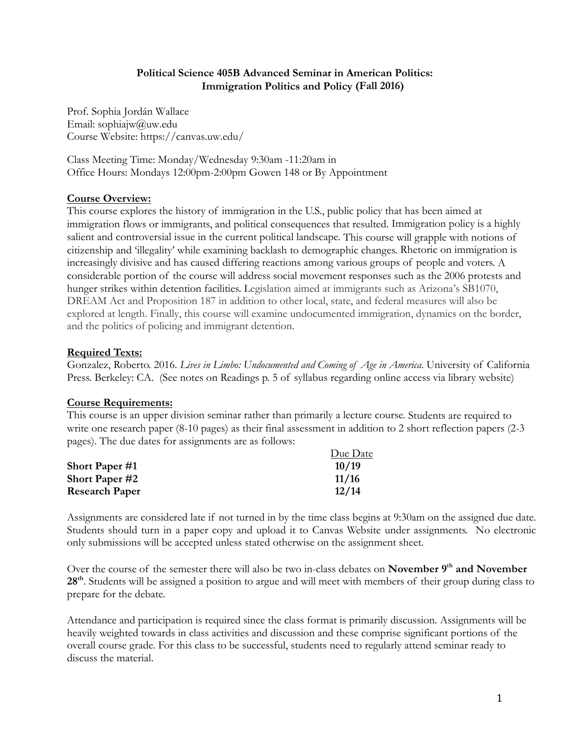**Political Science 405B Advanced Seminar in American Politics: Immigration Politics and Policy (Fall 2016)**

Prof. Sophia Jordán Wallace
Email: sophiajw@uw.edu
Course Website: https://canvas.uw.edu/

Class Meeting Time: Monday/Wednesday 9:30am -11:20am in
Office Hours: Mondays 12:00pm-2:00pm Gowen 148 or By Appointment

## Course Overview:

This course explores the history of immigration in the U.S., public policy that has been aimed at immigration flows or immigrants, and political consequences that resulted. Immigration policy is a highly salient and controversial issue in the current political landscape. This course will grapple with notions of citizenship and 'illegality' while examining backlash to demographic changes. Rhetoric on immigration is increasingly divisive and has caused differing reactions among various groups of people and voters. A considerable portion of the course will address social movement responses such as the 2006 protests and hunger strikes within detention facilities. Legislation aimed at immigrants such as Arizona's SB1070, DREAM Act and Proposition 187 in addition to other local, state, and federal measures will also be explored at length. Finally, this course will examine undocumented immigration, dynamics on the border, and the politics of policing and immigrant detention.

## Required Texts:

Gonzalez, Roberto. 2016. *Lives in Limbo: Undocumented and Coming of Age in America*. University of California Press. Berkeley: CA. (See notes on Readings p. 5 of syllabus regarding online access via library website)

## Course Requirements:

This course is an upper division seminar rather than primarily a lecture course. Students are required to write one research paper (8-10 pages) as their final assessment in addition to 2 short reflection papers (2-3 pages). The due dates for assignments are as follows:

| | Due Date |
|---|---|
| **Short Paper #1** | **10/19** |
| **Short Paper #2** | **11/16** |
| **Research Paper** | **12/14** |

Assignments are considered late if not turned in by the time class begins at 9:30am on the assigned due date. Students should turn in a paper copy and upload it to Canvas Website under assignments. No electronic only submissions will be accepted unless stated otherwise on the assignment sheet.

Over the course of the semester there will also be two in-class debates on **November 9th and November 28th**. Students will be assigned a position to argue and will meet with members of their group during class to prepare for the debate.

Attendance and participation is required since the class format is primarily discussion. Assignments will be heavily weighted towards in class activities and discussion and these comprise significant portions of the overall course grade. For this class to be successful, students need to regularly attend seminar ready to discuss the material.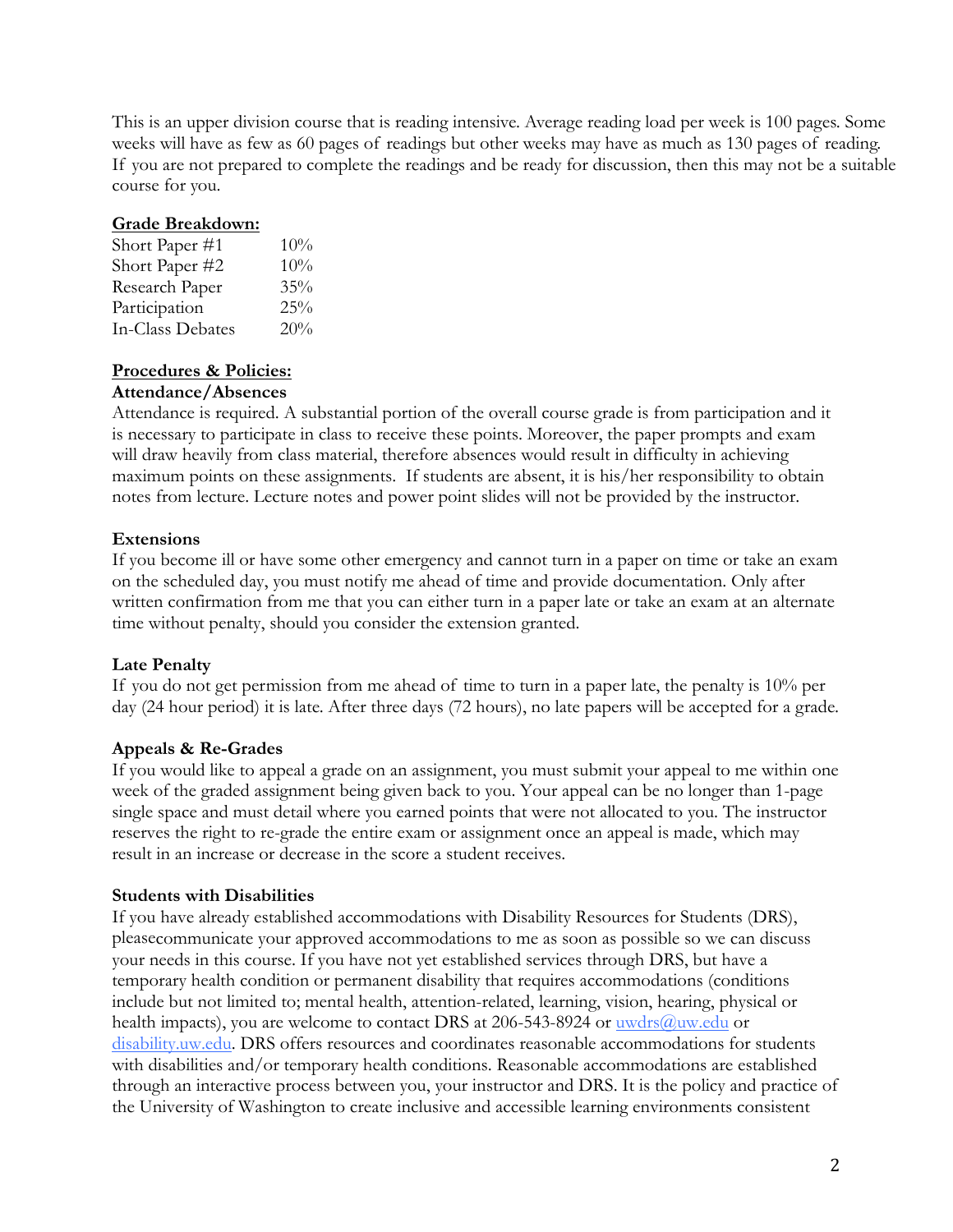This is an upper division course that is reading intensive. Average reading load per week is 100 pages. Some weeks will have as few as 60 pages of readings but other weeks may have as much as 130 pages of reading. If you are not prepared to complete the readings and be ready for discussion, then this may not be a suitable course for you.

**Grade Breakdown:**

| | |
|---|---|
| Short Paper #1 | 10% |
| Short Paper #2 | 10% |
| Research Paper | 35% |
| Participation | 25% |
| In-Class Debates | 20% |

**Procedures & Policies:**

**Attendance/Absences**

Attendance is required. A substantial portion of the overall course grade is from participation and it is necessary to participate in class to receive these points. Moreover, the paper prompts and exam will draw heavily from class material, therefore absences would result in difficulty in achieving maximum points on these assignments. If students are absent, it is his/her responsibility to obtain notes from lecture. Lecture notes and power point slides will not be provided by the instructor.

**Extensions**

If you become ill or have some other emergency and cannot turn in a paper on time or take an exam on the scheduled day, you must notify me ahead of time and provide documentation. Only after written confirmation from me that you can either turn in a paper late or take an exam at an alternate time without penalty, should you consider the extension granted.

**Late Penalty**

If you do not get permission from me ahead of time to turn in a paper late, the penalty is 10% per day (24 hour period) it is late. After three days (72 hours), no late papers will be accepted for a grade.

**Appeals & Re-Grades**

If you would like to appeal a grade on an assignment, you must submit your appeal to me within one week of the graded assignment being given back to you. Your appeal can be no longer than 1-page single space and must detail where you earned points that were not allocated to you. The instructor reserves the right to re-grade the entire exam or assignment once an appeal is made, which may result in an increase or decrease in the score a student receives.

**Students with Disabilities**

If you have already established accommodations with Disability Resources for Students (DRS), pleasecommunicate your approved accommodations to me as soon as possible so we can discuss your needs in this course. If you have not yet established services through DRS, but have a temporary health condition or permanent disability that requires accommodations (conditions include but not limited to; mental health, attention-related, learning, vision, hearing, physical or health impacts), you are welcome to contact DRS at 206-543-8924 or uwdrs@uw.edu or disability.uw.edu. DRS offers resources and coordinates reasonable accommodations for students with disabilities and/or temporary health conditions. Reasonable accommodations are established through an interactive process between you, your instructor and DRS. It is the policy and practice of the University of Washington to create inclusive and accessible learning environments consistent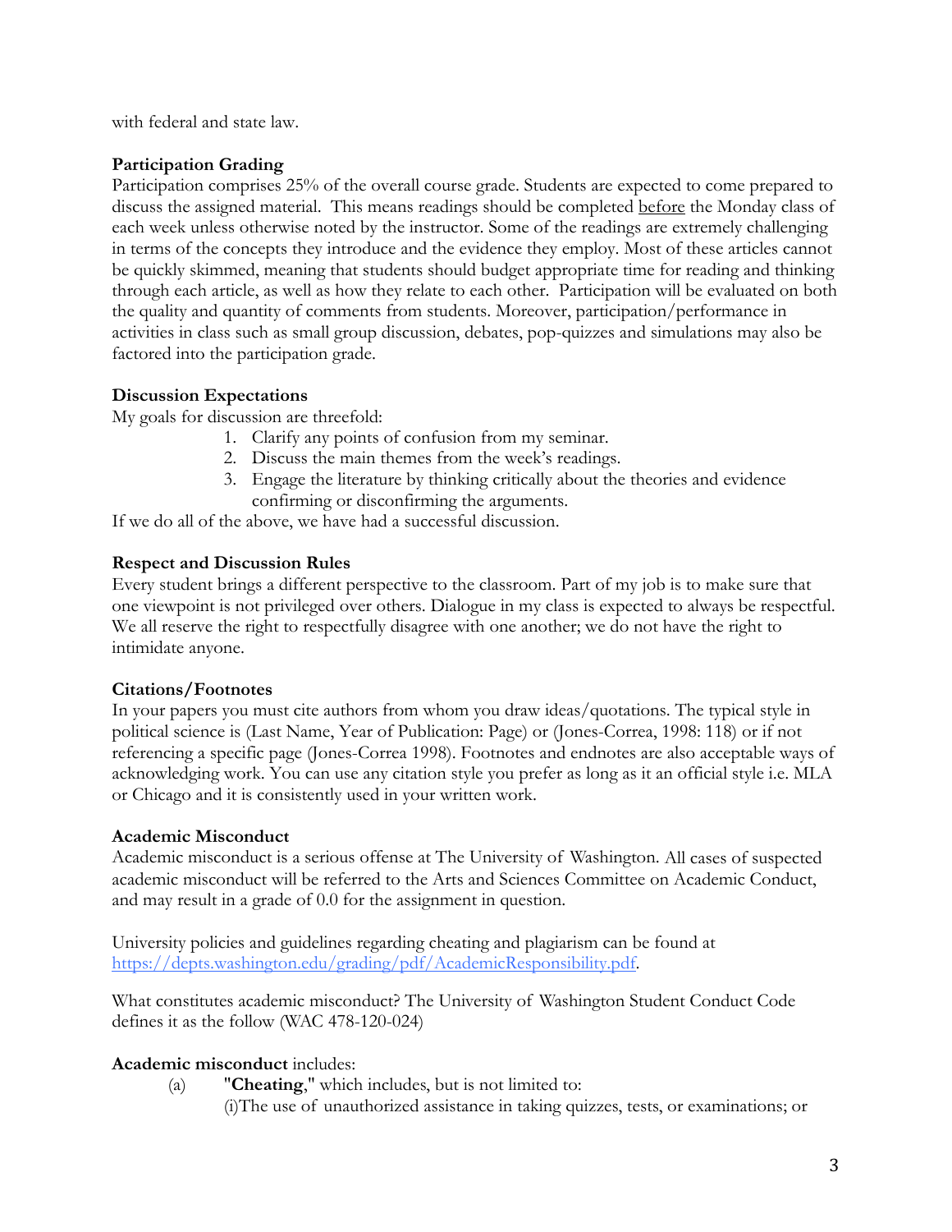with federal and state law.

**Participation Grading**

Participation comprises 25% of the overall course grade. Students are expected to come prepared to discuss the assigned material. This means readings should be completed before the Monday class of each week unless otherwise noted by the instructor. Some of the readings are extremely challenging in terms of the concepts they introduce and the evidence they employ. Most of these articles cannot be quickly skimmed, meaning that students should budget appropriate time for reading and thinking through each article, as well as how they relate to each other. Participation will be evaluated on both the quality and quantity of comments from students. Moreover, participation/performance in activities in class such as small group discussion, debates, pop-quizzes and simulations may also be factored into the participation grade.

**Discussion Expectations**

My goals for discussion are threefold:

1. Clarify any points of confusion from my seminar.
2. Discuss the main themes from the week's readings.
3. Engage the literature by thinking critically about the theories and evidence confirming or disconfirming the arguments.

If we do all of the above, we have had a successful discussion.

**Respect and Discussion Rules**

Every student brings a different perspective to the classroom. Part of my job is to make sure that one viewpoint is not privileged over others. Dialogue in my class is expected to always be respectful. We all reserve the right to respectfully disagree with one another; we do not have the right to intimidate anyone.

**Citations/Footnotes**

In your papers you must cite authors from whom you draw ideas/quotations. The typical style in political science is (Last Name, Year of Publication: Page) or (Jones-Correa, 1998: 118) or if not referencing a specific page (Jones-Correa 1998). Footnotes and endnotes are also acceptable ways of acknowledging work. You can use any citation style you prefer as long as it an official style i.e. MLA or Chicago and it is consistently used in your written work.

**Academic Misconduct**

Academic misconduct is a serious offense at The University of Washington. All cases of suspected academic misconduct will be referred to the Arts and Sciences Committee on Academic Conduct, and may result in a grade of 0.0 for the assignment in question.

University policies and guidelines regarding cheating and plagiarism can be found at https://depts.washington.edu/grading/pdf/AcademicResponsibility.pdf.

What constitutes academic misconduct? The University of Washington Student Conduct Code defines it as the follow (WAC 478-120-024)

**Academic misconduct** includes:

(a) "**Cheating**," which includes, but is not limited to:

(i)The use of unauthorized assistance in taking quizzes, tests, or examinations; or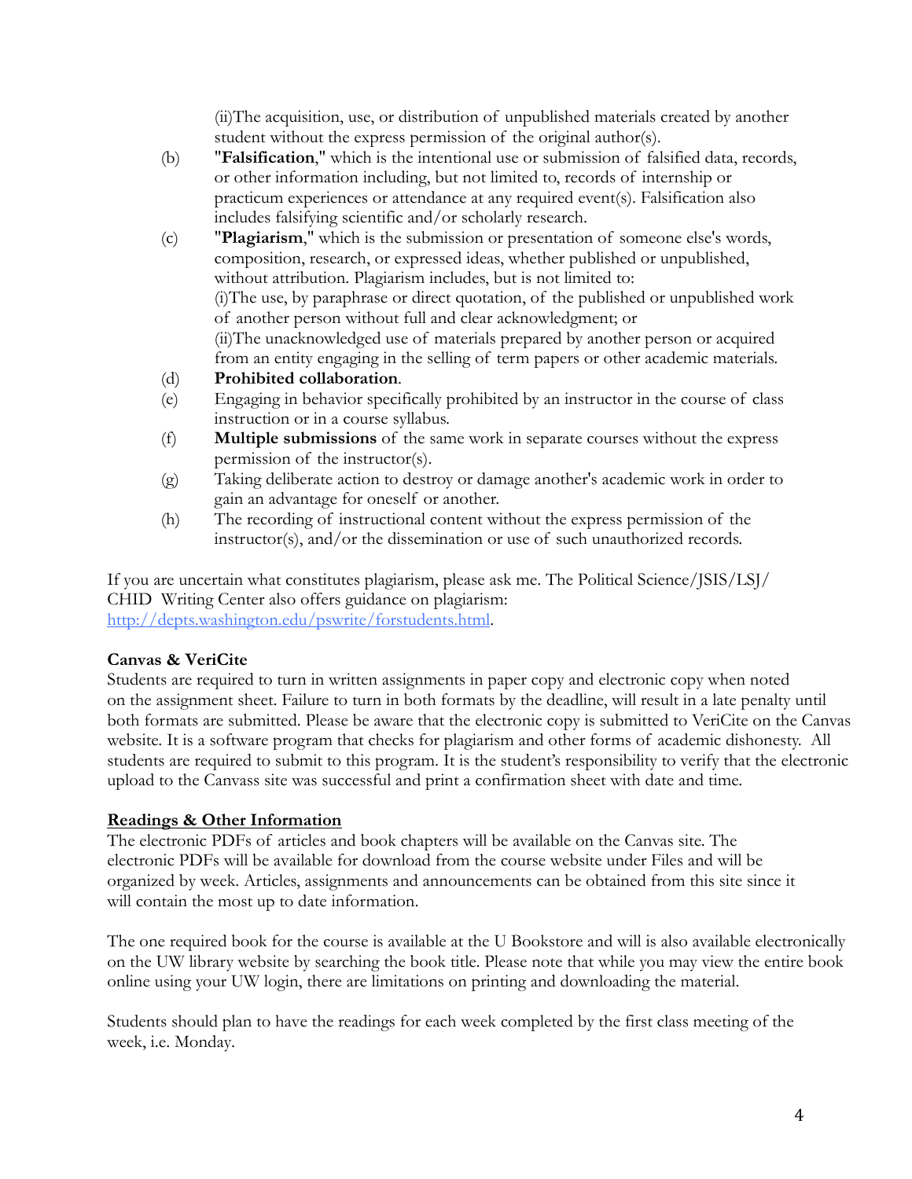(ii)The acquisition, use, or distribution of unpublished materials created by another student without the express permission of the original author(s).

(b) "**Falsification**," which is the intentional use or submission of falsified data, records, or other information including, but not limited to, records of internship or practicum experiences or attendance at any required event(s). Falsification also includes falsifying scientific and/or scholarly research.

(c) "**Plagiarism**," which is the submission or presentation of someone else's words, composition, research, or expressed ideas, whether published or unpublished, without attribution. Plagiarism includes, but is not limited to:
(i)The use, by paraphrase or direct quotation, of the published or unpublished work of another person without full and clear acknowledgment; or
(ii)The unacknowledged use of materials prepared by another person or acquired from an entity engaging in the selling of term papers or other academic materials.

(d) **Prohibited collaboration**.

(e) Engaging in behavior specifically prohibited by an instructor in the course of class instruction or in a course syllabus.

(f) **Multiple submissions** of the same work in separate courses without the express permission of the instructor(s).

(g) Taking deliberate action to destroy or damage another's academic work in order to gain an advantage for oneself or another.

(h) The recording of instructional content without the express permission of the instructor(s), and/or the dissemination or use of such unauthorized records.

If you are uncertain what constitutes plagiarism, please ask me. The Political Science/JSIS/LSJ/CHID Writing Center also offers guidance on plagiarism: http://depts.washington.edu/pswrite/forstudents.html.

**Canvas & VeriCite**
Students are required to turn in written assignments in paper copy and electronic copy when noted on the assignment sheet. Failure to turn in both formats by the deadline, will result in a late penalty until both formats are submitted. Please be aware that the electronic copy is submitted to VeriCite on the Canvas website. It is a software program that checks for plagiarism and other forms of academic dishonesty. All students are required to submit to this program. It is the student's responsibility to verify that the electronic upload to the Canvass site was successful and print a confirmation sheet with date and time.

**Readings & Other Information**
The electronic PDFs of articles and book chapters will be available on the Canvas site. The electronic PDFs will be available for download from the course website under Files and will be organized by week. Articles, assignments and announcements can be obtained from this site since it will contain the most up to date information.

The one required book for the course is available at the U Bookstore and will is also available electronically on the UW library website by searching the book title. Please note that while you may view the entire book online using your UW login, there are limitations on printing and downloading the material.

Students should plan to have the readings for each week completed by the first class meeting of the week, i.e. Monday.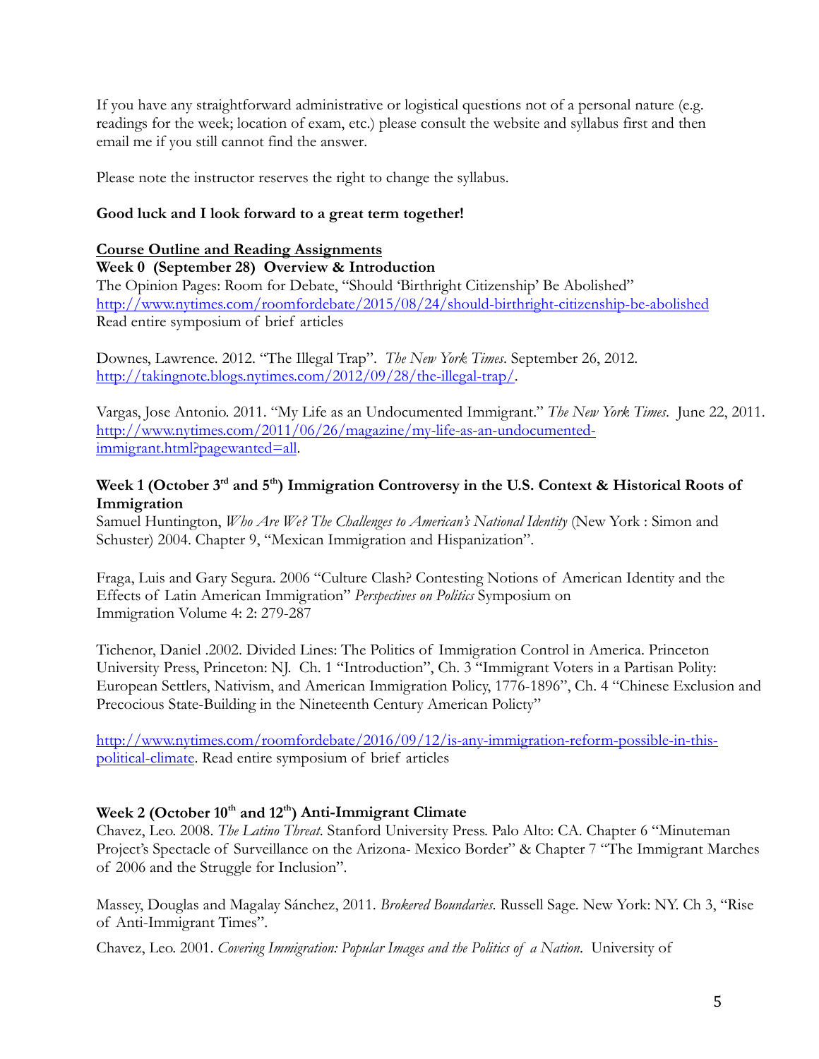If you have any straightforward administrative or logistical questions not of a personal nature (e.g. readings for the week; location of exam, etc.) please consult the website and syllabus first and then email me if you still cannot find the answer.

Please note the instructor reserves the right to change the syllabus.

**Good luck and I look forward to a great term together!**

**Course Outline and Reading Assignments**

**Week 0 (September 28) Overview & Introduction**

The Opinion Pages: Room for Debate, "Should 'Birthright Citizenship' Be Abolished"
http://www.nytimes.com/roomfordebate/2015/08/24/should-birthright-citizenship-be-abolished
Read entire symposium of brief articles

Downes, Lawrence. 2012. "The Illegal Trap". *The New York Times*. September 26, 2012. http://takingnote.blogs.nytimes.com/2012/09/28/the-illegal-trap/.

Vargas, Jose Antonio. 2011. "My Life as an Undocumented Immigrant." *The New York Times*. June 22, 2011. http://www.nytimes.com/2011/06/26/magazine/my-life-as-an-undocumented-immigrant.html?pagewanted=all.

**Week 1 (October 3rd and 5th) Immigration Controversy in the U.S. Context & Historical Roots of Immigration**

Samuel Huntington, *Who Are We? The Challenges to American's National Identity* (New York : Simon and Schuster) 2004. Chapter 9, "Mexican Immigration and Hispanization".

Fraga, Luis and Gary Segura. 2006 "Culture Clash? Contesting Notions of American Identity and the Effects of Latin American Immigration" *Perspectives on Politics* Symposium on Immigration Volume 4: 2: 279-287

Tichenor, Daniel .2002. Divided Lines: The Politics of Immigration Control in America. Princeton University Press, Princeton: NJ. Ch. 1 "Introduction", Ch. 3 "Immigrant Voters in a Partisan Polity: European Settlers, Nativism, and American Immigration Policy, 1776-1896", Ch. 4 "Chinese Exclusion and Precocious State-Building in the Nineteenth Century American Policty"

http://www.nytimes.com/roomfordebate/2016/09/12/is-any-immigration-reform-possible-in-this-political-climate. Read entire symposium of brief articles

**Week 2 (October 10th and 12th) Anti-Immigrant Climate**

Chavez, Leo. 2008. *The Latino Threat*. Stanford University Press. Palo Alto: CA. Chapter 6 "Minuteman Project's Spectacle of Surveillance on the Arizona- Mexico Border" & Chapter 7 "The Immigrant Marches of 2006 and the Struggle for Inclusion".

Massey, Douglas and Magalay Sánchez, 2011. *Brokered Boundaries.* Russell Sage. New York: NY. Ch 3, "Rise of Anti-Immigrant Times".

Chavez, Leo. 2001. *Covering Immigration: Popular Images and the Politics of a Nation*. University of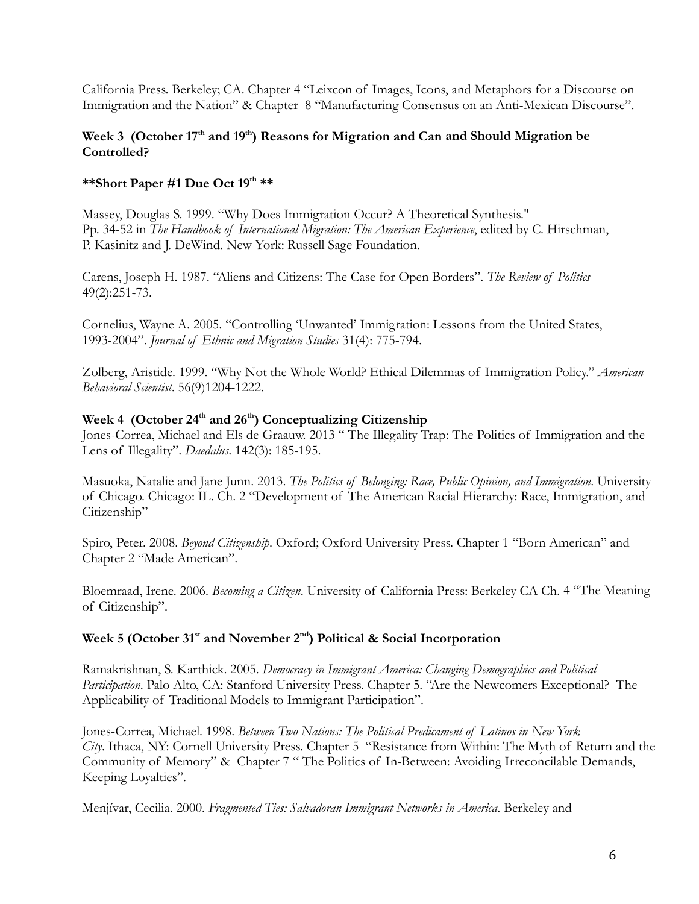California Press. Berkeley; CA. Chapter 4 "Leixcon of Images, Icons, and Metaphors for a Discourse on Immigration and the Nation" & Chapter 8 "Manufacturing Consensus on an Anti-Mexican Discourse".

**Week 3 (October 17th and 19th) Reasons for Migration and Can and Should Migration be Controlled?**

****Short Paper #1 Due Oct 19th ****

Massey, Douglas S. 1999. "Why Does Immigration Occur? A Theoretical Synthesis." Pp. 34-52 in *The Handbook of International Migration: The American Experience*, edited by C. Hirschman, P. Kasinitz and J. DeWind. New York: Russell Sage Foundation.

Carens, Joseph H. 1987. "Aliens and Citizens: The Case for Open Borders". *The Review of Politics* 49(2):251-73.

Cornelius, Wayne A. 2005. "Controlling 'Unwanted' Immigration: Lessons from the United States, 1993-2004". *Journal of Ethnic and Migration Studies* 31(4): 775-794.

Zolberg, Aristide. 1999. "Why Not the Whole World? Ethical Dilemmas of Immigration Policy." *American Behavioral Scientist*. 56(9)1204-1222.

**Week 4 (October 24th and 26th) Conceptualizing Citizenship**

Jones-Correa, Michael and Els de Graauw. 2013 " The Illegality Trap: The Politics of Immigration and the Lens of Illegality". *Daedalus*. 142(3): 185-195.

Masuoka, Natalie and Jane Junn. 2013. *The Politics of Belonging: Race, Public Opinion, and Immigration*. University of Chicago. Chicago: IL. Ch. 2 "Development of The American Racial Hierarchy: Race, Immigration, and Citizenship"

Spiro, Peter. 2008. *Beyond Citizenship*. Oxford; Oxford University Press. Chapter 1 "Born American" and Chapter 2 "Made American".

Bloemraad, Irene. 2006. *Becoming a Citizen*. University of California Press: Berkeley CA Ch. 4 "The Meaning of Citizenship".

**Week 5 (October 31st and November 2nd) Political & Social Incorporation**

Ramakrishnan, S. Karthick. 2005. *Democracy in Immigrant America: Changing Demographics and Political Participation*. Palo Alto, CA: Stanford University Press. Chapter 5. "Are the Newcomers Exceptional? The Applicability of Traditional Models to Immigrant Participation".

Jones-Correa, Michael. 1998. *Between Two Nations: The Political Predicament of Latinos in New York City*. Ithaca, NY: Cornell University Press. Chapter 5 "Resistance from Within: The Myth of Return and the Community of Memory" & Chapter 7 " The Politics of In-Between: Avoiding Irreconcilable Demands, Keeping Loyalties".

Menjívar, Cecilia. 2000. *Fragmented Ties: Salvadoran Immigrant Networks in America*. Berkeley and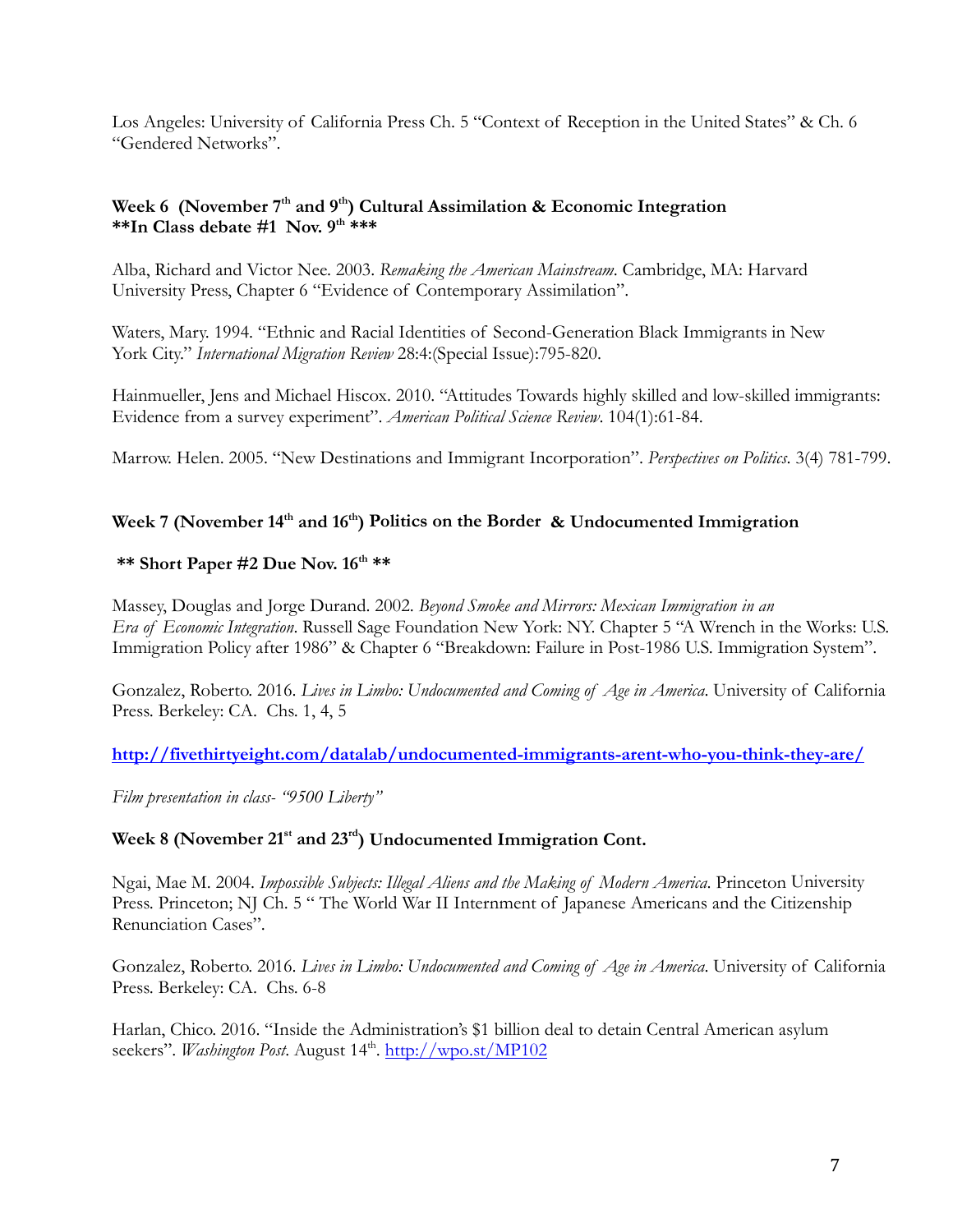Los Angeles: University of California Press Ch. 5 "Context of Reception in the United States" & Ch. 6 "Gendered Networks".

**Week 6 (November 7th and 9th) Cultural Assimilation & Economic Integration**
**\*\*In Class debate #1 Nov. 9th \*\*\***

Alba, Richard and Victor Nee. 2003. *Remaking the American Mainstream*. Cambridge, MA: Harvard University Press, Chapter 6 "Evidence of Contemporary Assimilation".

Waters, Mary. 1994. "Ethnic and Racial Identities of Second-Generation Black Immigrants in New York City." *International Migration Review* 28:4:(Special Issue):795-820.

Hainmueller, Jens and Michael Hiscox. 2010. "Attitudes Towards highly skilled and low-skilled immigrants: Evidence from a survey experiment". *American Political Science Review*. 104(1):61-84.

Marrow. Helen. 2005. "New Destinations and Immigrant Incorporation". *Perspectives on Politics*. 3(4) 781-799.

**Week 7 (November 14th and 16th) Politics on the Border & Undocumented Immigration**

**\*\* Short Paper #2 Due Nov. 16th \*\***

Massey, Douglas and Jorge Durand. 2002. *Beyond Smoke and Mirrors: Mexican Immigration in an Era of Economic Integration*. Russell Sage Foundation New York: NY. Chapter 5 "A Wrench in the Works: U.S. Immigration Policy after 1986" & Chapter 6 "Breakdown: Failure in Post-1986 U.S. Immigration System".

Gonzalez, Roberto. 2016. *Lives in Limbo: Undocumented and Coming of Age in America*. University of California Press. Berkeley: CA. Chs. 1, 4, 5

**http://fivethirtyeight.com/datalab/undocumented-immigrants-arent-who-you-think-they-are/**

*Film presentation in class- "9500 Liberty"*

**Week 8 (November 21st and 23rd) Undocumented Immigration Cont.**

Ngai, Mae M. 2004. *Impossible Subjects: Illegal Aliens and the Making of Modern America*. Princeton University Press. Princeton; NJ Ch. 5 " The World War II Internment of Japanese Americans and the Citizenship Renunciation Cases".

Gonzalez, Roberto. 2016. *Lives in Limbo: Undocumented and Coming of Age in America*. University of California Press. Berkeley: CA. Chs. 6-8

Harlan, Chico. 2016. "Inside the Administration's $1 billion deal to detain Central American asylum seekers". *Washington Post*. August 14th. http://wpo.st/MP102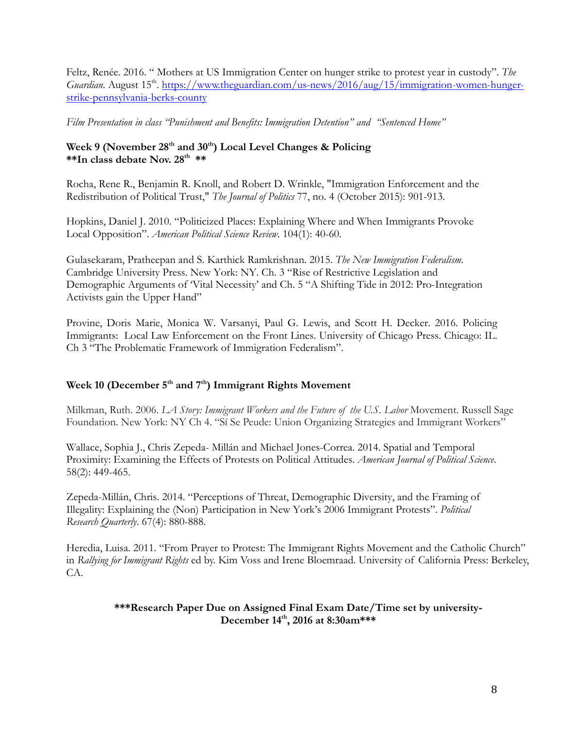Feltz, Renée. 2016. " Mothers at US Immigration Center on hunger strike to protest year in custody". *The Guardian*. August 15th. https://www.theguardian.com/us-news/2016/aug/15/immigration-women-hunger-strike-pennsylvania-berks-county

*Film Presentation in class "Punishment and Benefits: Immigration Detention" and "Sentenced Home"*

**Week 9 (November 28th and 30th) Local Level Changes & Policing**
**\*\*In class debate Nov. 28th \*\***

Rocha, Rene R., Benjamin R. Knoll, and Robert D. Wrinkle, "Immigration Enforcement and the Redistribution of Political Trust," *The Journal of Politics* 77, no. 4 (October 2015): 901-913.

Hopkins, Daniel J. 2010. "Politicized Places: Explaining Where and When Immigrants Provoke Local Opposition". *American Political Science Review*. 104(1): 40-60.

Gulasekaram, Pratheepan and S. Karthick Ramkrishnan. 2015. *The New Immigration Federalism*. Cambridge University Press. New York: NY. Ch. 3 "Rise of Restrictive Legislation and Demographic Arguments of 'Vital Necessity' and Ch. 5 "A Shifting Tide in 2012: Pro-Integration Activists gain the Upper Hand"

Provine, Doris Marie, Monica W. Varsanyi, Paul G. Lewis, and Scott H. Decker. 2016. Policing Immigrants: Local Law Enforcement on the Front Lines. University of Chicago Press. Chicago: IL. Ch 3 "The Problematic Framework of Immigration Federalism".

**Week 10 (December 5th and 7th) Immigrant Rights Movement**

Milkman, Ruth. 2006. *LA Story: Immigrant Workers and the Future of the U.S. Labor* Movement. Russell Sage Foundation. New York: NY Ch 4. "Sí Se Peude: Union Organizing Strategies and Immigrant Workers"

Wallace, Sophia J., Chris Zepeda- Millán and Michael Jones-Correa. 2014. Spatial and Temporal Proximity: Examining the Effects of Protests on Political Attitudes. *American Journal of Political Science*. 58(2): 449-465.

Zepeda-Millán, Chris. 2014. "Perceptions of Threat, Demographic Diversity, and the Framing of Illegality: Explaining the (Non) Participation in New York's 2006 Immigrant Protests". *Political Research Quarterly*. 67(4): 880-888.

Heredia, Luisa. 2011. "From Prayer to Protest: The Immigrant Rights Movement and the Catholic Church" in *Rallying for Immigrant Rights* ed by. Kim Voss and Irene Bloemraad. University of California Press: Berkeley, CA.

**\*\*\*Research Paper Due on Assigned Final Exam Date/Time set by university- December 14th, 2016 at 8:30am\*\*\***